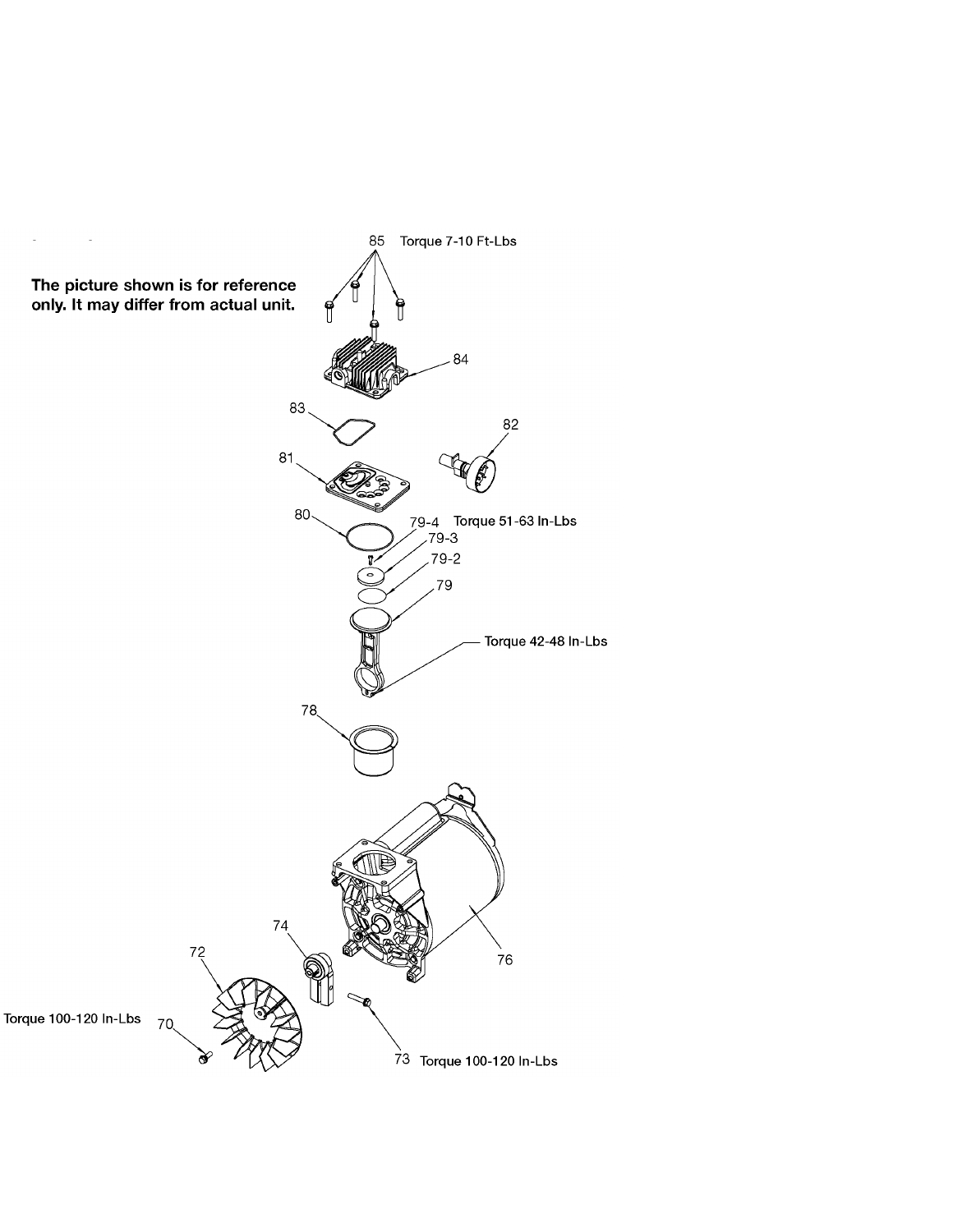**The picture shown is for reference only. It may differ from actual unit.**

85 Torque 7-10 Ft-Lbs

84

83

82

81

80

79-4 Torque 51-63 In-Lbs

79-3

79-2

79

Torque 42-48 In-Lbs

78

74

72

76

Torque 100-120 In-Lbs 70

73 Torque 100-120 In-Lbs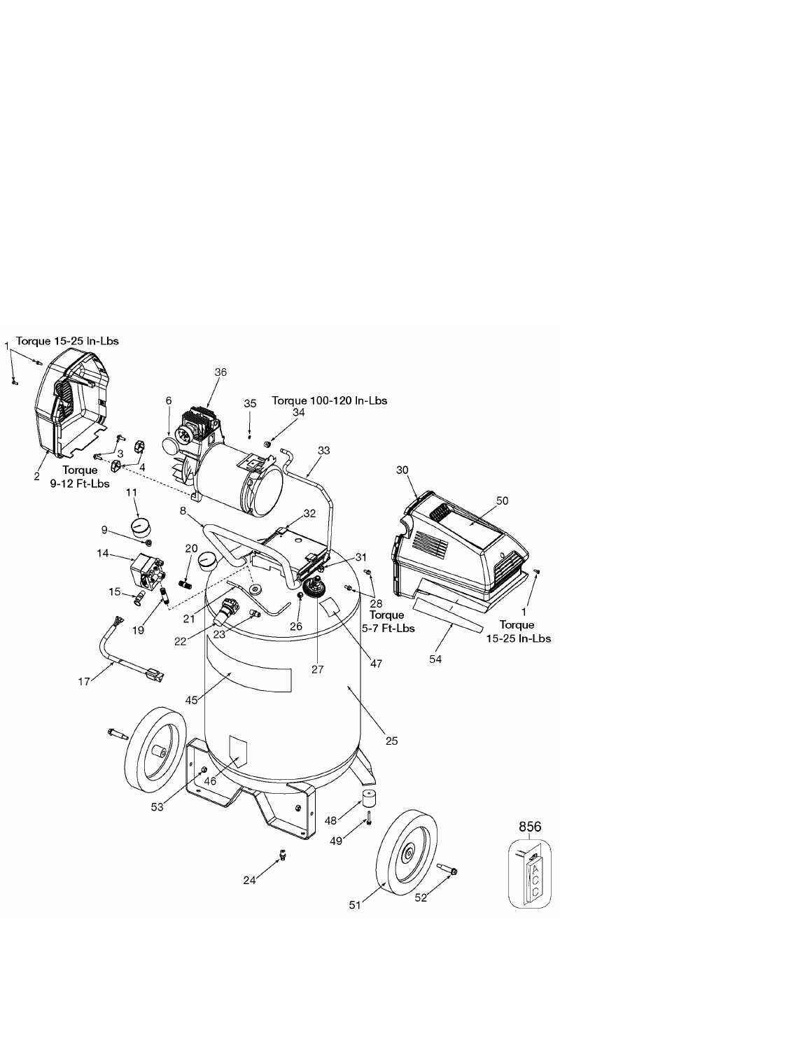Torque 15-25 In-Lbs

Torque 9-12 Ft-Lbs

Torque 100-120 In-Lbs

Torque 5-7 Ft-Lbs

Torque 15-25 In-Lbs

856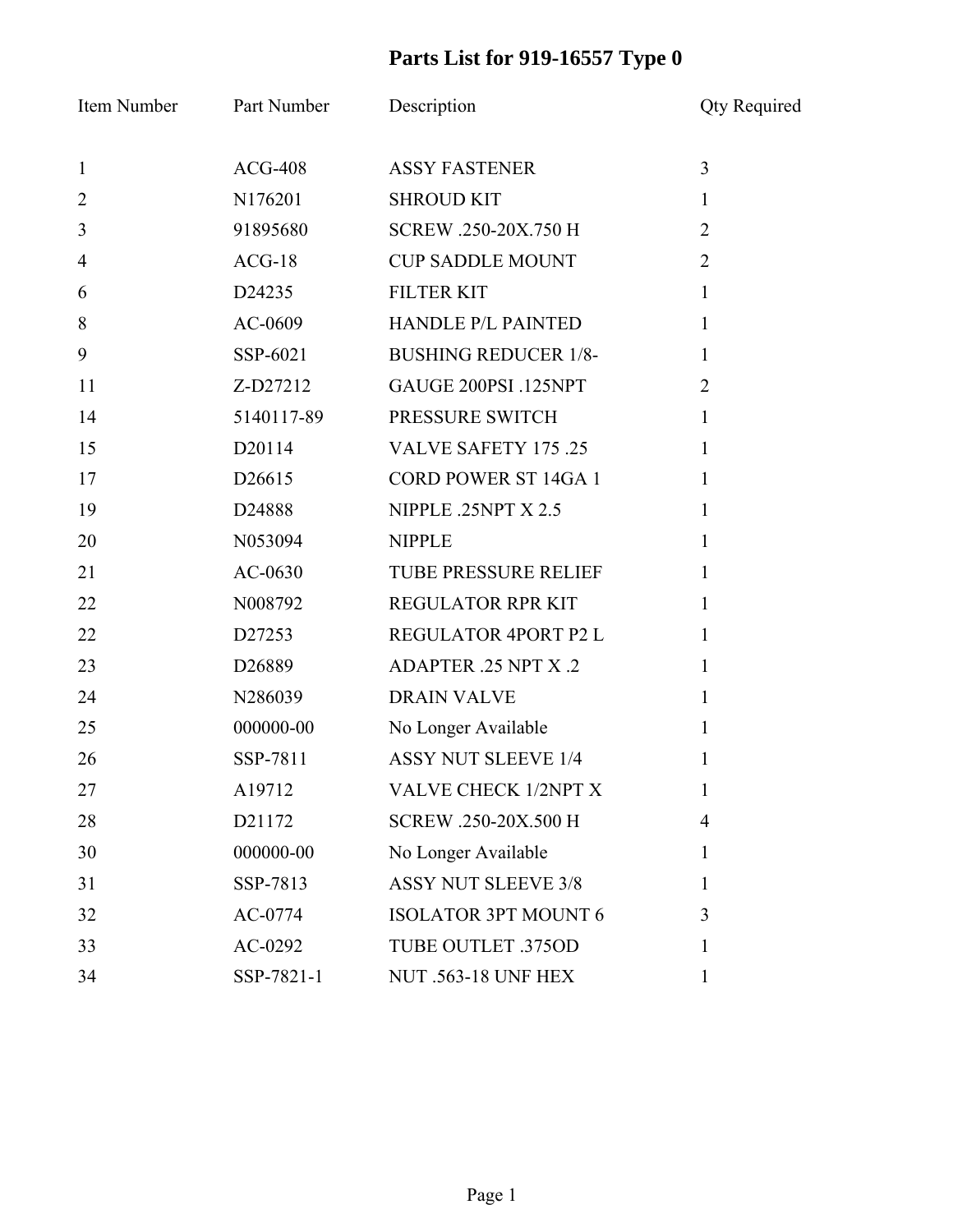# Parts List for 919-16557 Type 0

| Item Number | Part Number | Description | Qty Required |
|---|---|---|---|
| 1 | ACG-408 | ASSY FASTENER | 3 |
| 2 | N176201 | SHROUD KIT | 1 |
| 3 | 91895680 | SCREW .250-20X.750 H | 2 |
| 4 | ACG-18 | CUP SADDLE MOUNT | 2 |
| 6 | D24235 | FILTER KIT | 1 |
| 8 | AC-0609 | HANDLE P/L PAINTED | 1 |
| 9 | SSP-6021 | BUSHING REDUCER 1/8- | 1 |
| 11 | Z-D27212 | GAUGE 200PSI .125NPT | 2 |
| 14 | 5140117-89 | PRESSURE SWITCH | 1 |
| 15 | D20114 | VALVE SAFETY 175 .25 | 1 |
| 17 | D26615 | CORD POWER ST 14GA 1 | 1 |
| 19 | D24888 | NIPPLE .25NPT X 2.5 | 1 |
| 20 | N053094 | NIPPLE | 1 |
| 21 | AC-0630 | TUBE PRESSURE RELIEF | 1 |
| 22 | N008792 | REGULATOR RPR KIT | 1 |
| 22 | D27253 | REGULATOR 4PORT P2 L | 1 |
| 23 | D26889 | ADAPTER .25 NPT X .2 | 1 |
| 24 | N286039 | DRAIN VALVE | 1 |
| 25 | 000000-00 | No Longer Available | 1 |
| 26 | SSP-7811 | ASSY NUT SLEEVE 1/4 | 1 |
| 27 | A19712 | VALVE CHECK 1/2NPT X | 1 |
| 28 | D21172 | SCREW .250-20X.500 H | 4 |
| 30 | 000000-00 | No Longer Available | 1 |
| 31 | SSP-7813 | ASSY NUT SLEEVE 3/8 | 1 |
| 32 | AC-0774 | ISOLATOR 3PT MOUNT 6 | 3 |
| 33 | AC-0292 | TUBE OUTLET .375OD | 1 |
| 34 | SSP-7821-1 | NUT .563-18 UNF HEX | 1 |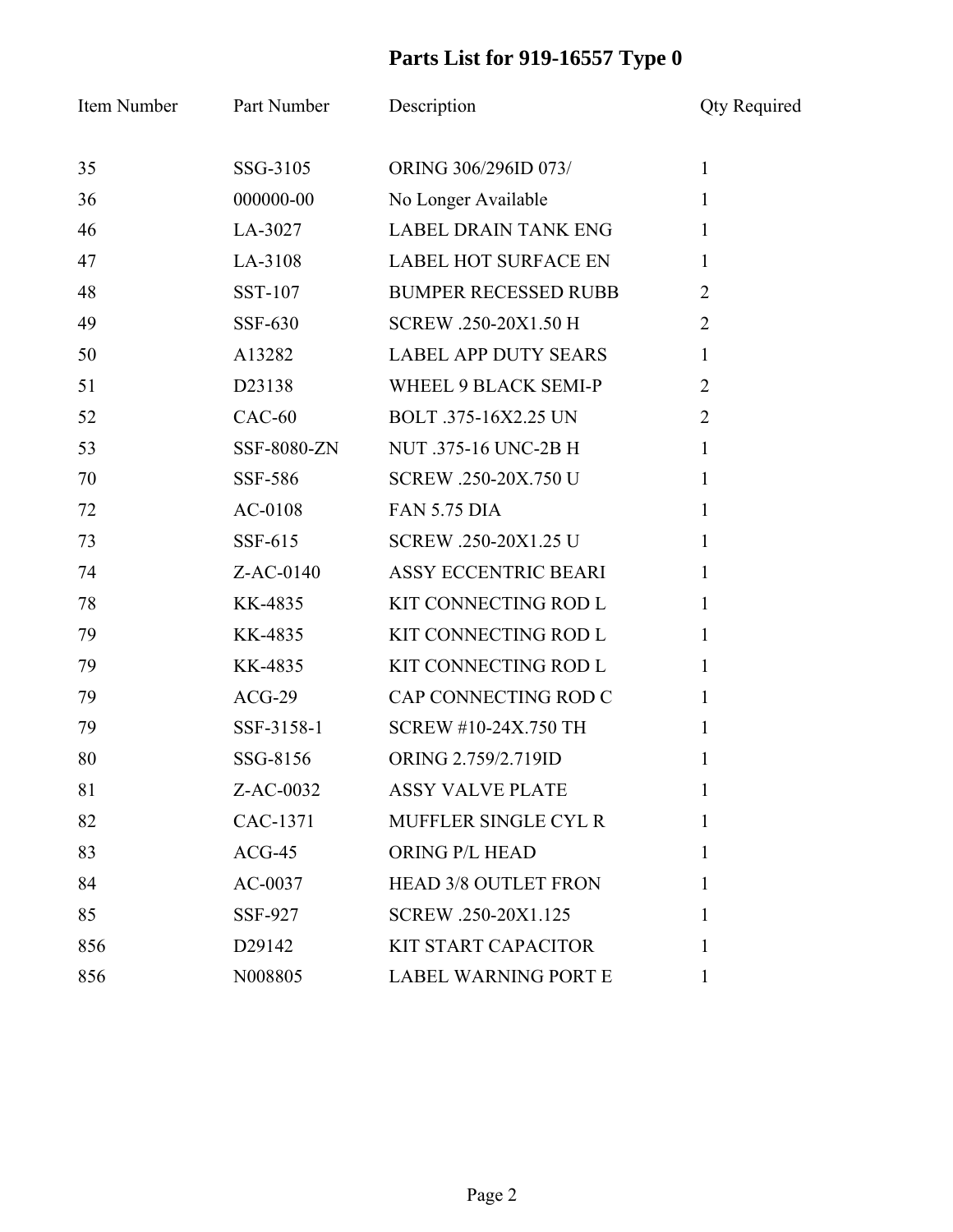# Parts List for 919-16557 Type 0

| Item Number | Part Number | Description | Qty Required |
|---|---|---|---|
| 35 | SSG-3105 | ORING 306/296ID 073/ | 1 |
| 36 | 000000-00 | No Longer Available | 1 |
| 46 | LA-3027 | LABEL DRAIN TANK ENG | 1 |
| 47 | LA-3108 | LABEL HOT SURFACE EN | 1 |
| 48 | SST-107 | BUMPER RECESSED RUBB | 2 |
| 49 | SSF-630 | SCREW .250-20X1.50 H | 2 |
| 50 | A13282 | LABEL APP DUTY SEARS | 1 |
| 51 | D23138 | WHEEL 9 BLACK SEMI-P | 2 |
| 52 | CAC-60 | BOLT .375-16X2.25 UN | 2 |
| 53 | SSF-8080-ZN | NUT .375-16 UNC-2B H | 1 |
| 70 | SSF-586 | SCREW .250-20X.750 U | 1 |
| 72 | AC-0108 | FAN 5.75 DIA | 1 |
| 73 | SSF-615 | SCREW .250-20X1.25 U | 1 |
| 74 | Z-AC-0140 | ASSY ECCENTRIC BEARI | 1 |
| 78 | KK-4835 | KIT CONNECTING ROD L | 1 |
| 79 | KK-4835 | KIT CONNECTING ROD L | 1 |
| 79 | KK-4835 | KIT CONNECTING ROD L | 1 |
| 79 | ACG-29 | CAP CONNECTING ROD C | 1 |
| 79 | SSF-3158-1 | SCREW #10-24X.750 TH | 1 |
| 80 | SSG-8156 | ORING 2.759/2.719ID | 1 |
| 81 | Z-AC-0032 | ASSY VALVE PLATE | 1 |
| 82 | CAC-1371 | MUFFLER SINGLE CYL R | 1 |
| 83 | ACG-45 | ORING P/L HEAD | 1 |
| 84 | AC-0037 | HEAD 3/8 OUTLET FRON | 1 |
| 85 | SSF-927 | SCREW .250-20X1.125 | 1 |
| 856 | D29142 | KIT START CAPACITOR | 1 |
| 856 | N008805 | LABEL WARNING PORT E | 1 |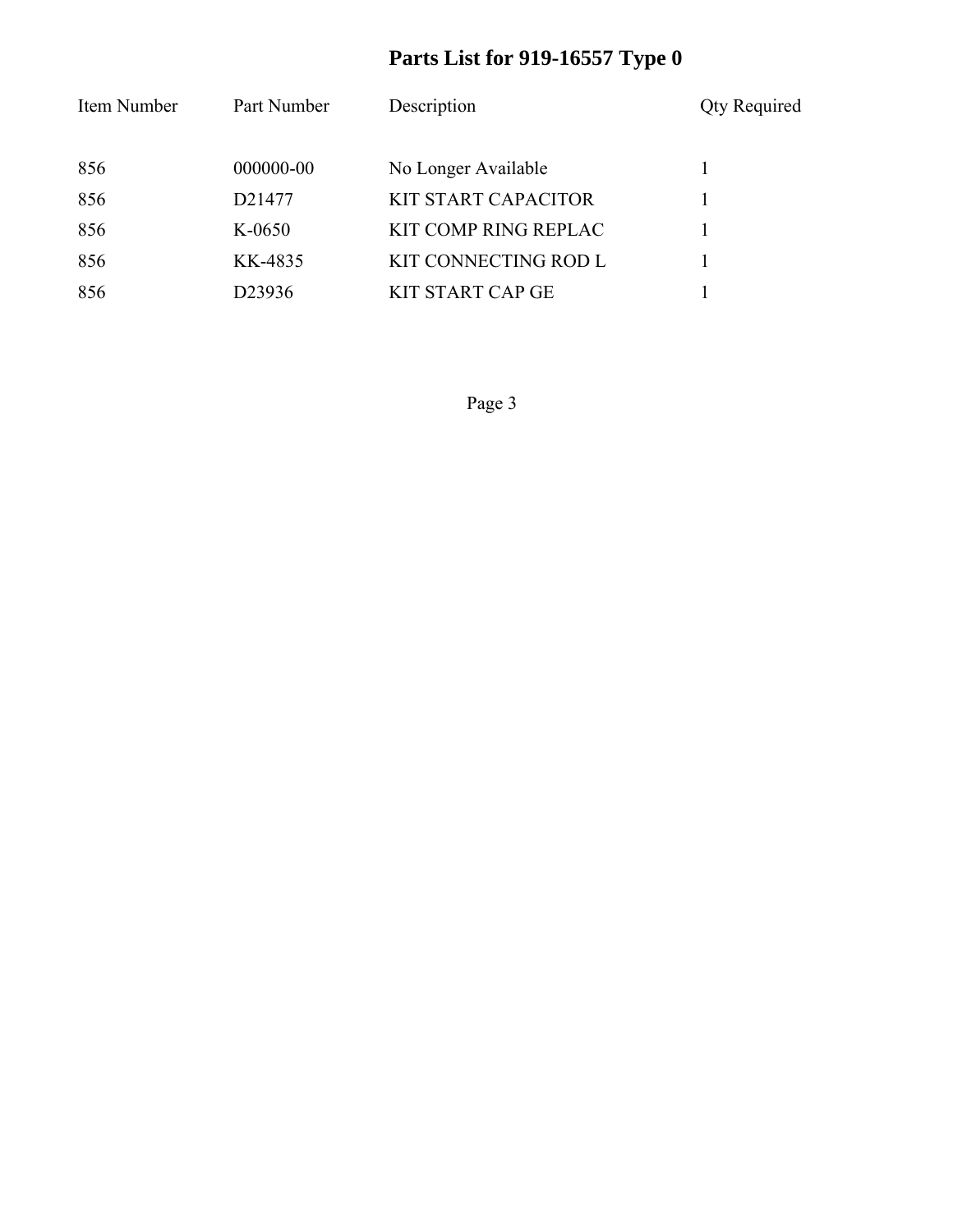# Parts List for 919-16557 Type 0

| Item Number | Part Number | Description | Qty Required |
|---|---|---|---|
| 856 | 000000-00 | No Longer Available | 1 |
| 856 | D21477 | KIT START CAPACITOR | 1 |
| 856 | K-0650 | KIT COMP RING REPLAC | 1 |
| 856 | KK-4835 | KIT CONNECTING ROD L | 1 |
| 856 | D23936 | KIT START CAP GE | 1 |